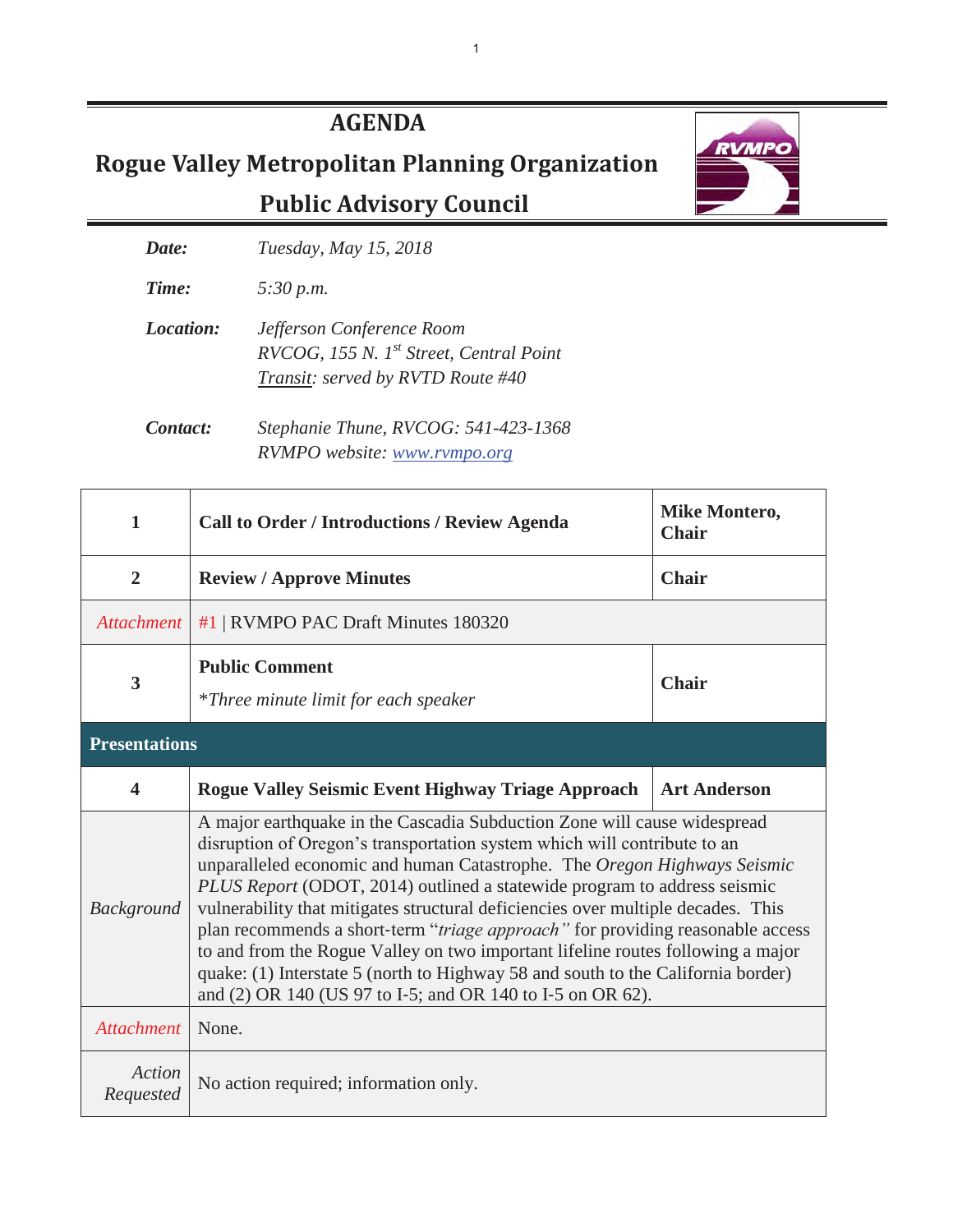# AGENDA

## Rogue Valley Metropolitan Planning Organization

## Public Advisory Council

**Date:** *Tuesday, May 15, 2018*

**Time:** *5:30 p.m.*

**Location:** *Jefferson Conference Room*
*RVCOG, 155 N. 1st Street, Central Point*
*Transit: served by RVTD Route #40*

**Contact:** *Stephanie Thune, RVCOG: 541-423-1368*
*RVMPO website: www.rvmpo.org*

| | | |
|---|---|---|
| **1** | **Call to Order / Introductions / Review Agenda** | **Mike Montero, Chair** |
| **2** | **Review / Approve Minutes** | **Chair** |
| *Attachment* | #1 \| RVMPO PAC Draft Minutes 180320 | |
| **3** | **Public Comment**<br>*\*Three minute limit for each speaker* | **Chair** |
| **Presentations** | | |
| **4** | **Rogue Valley Seismic Event Highway Triage Approach** | **Art Anderson** |
| *Background* | A major earthquake in the Cascadia Subduction Zone will cause widespread disruption of Oregon's transportation system which will contribute to an unparalleled economic and human Catastrophe. The *Oregon Highways Seismic PLUS Report* (ODOT, 2014) outlined a statewide program to address seismic vulnerability that mitigates structural deficiencies over multiple decades. This plan recommends a short-term "*triage approach"* for providing reasonable access to and from the Rogue Valley on two important lifeline routes following a major quake: (1) Interstate 5 (north to Highway 58 and south to the California border) and (2) OR 140 (US 97 to I-5; and OR 140 to I-5 on OR 62). | |
| *Attachment* | None. | |
| *Action Requested* | No action required; information only. | |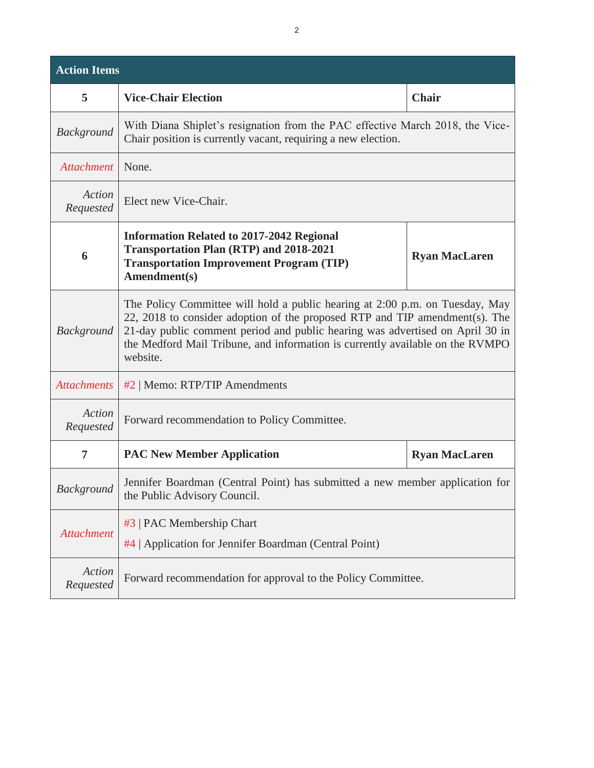| Action Items | | |
|---|---|---|
| **5** | **Vice-Chair Election** | **Chair** |
| *Background* | With Diana Shiplet's resignation from the PAC effective March 2018, the Vice-Chair position is currently vacant, requiring a new election. | |
| *Attachment* | None. | |
| *Action Requested* | Elect new Vice-Chair. | |
| **6** | **Information Related to 2017-2042 Regional Transportation Plan (RTP) and 2018-2021 Transportation Improvement Program (TIP) Amendment(s)** | **Ryan MacLaren** |
| *Background* | The Policy Committee will hold a public hearing at 2:00 p.m. on Tuesday, May 22, 2018 to consider adoption of the proposed RTP and TIP amendment(s). The 21-day public comment period and public hearing was advertised on April 30 in the Medford Mail Tribune, and information is currently available on the RVMPO website. | |
| *Attachments* | #2 \| Memo: RTP/TIP Amendments | |
| *Action Requested* | Forward recommendation to Policy Committee. | |
| **7** | **PAC New Member Application** | **Ryan MacLaren** |
| *Background* | Jennifer Boardman (Central Point) has submitted a new member application for the Public Advisory Council. | |
| *Attachment* | #3 \| PAC Membership Chart<br>#4 \| Application for Jennifer Boardman (Central Point) | |
| *Action Requested* | Forward recommendation for approval to the Policy Committee. | |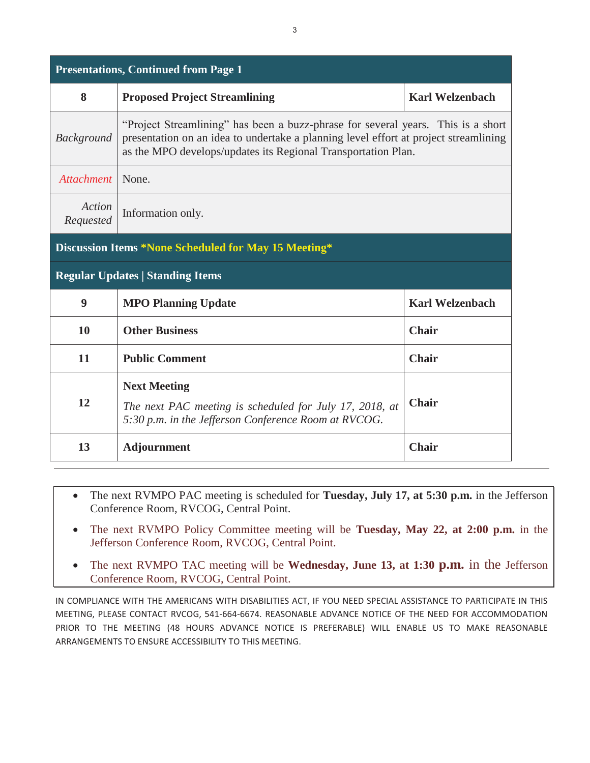| Presentations, Continued from Page 1 | | |
|---|---|---|
| **8** | **Proposed Project Streamlining** | **Karl Welzenbach** |
| *Background* | "Project Streamlining" has been a buzz-phrase for several years. This is a short presentation on an idea to undertake a planning level effort at project streamlining as the MPO develops/updates its Regional Transportation Plan. | |
| *Attachment* | None. | |
| *Action Requested* | Information only. | |
| **Discussion Items *None Scheduled for May 15 Meeting*** | | |
| **Regular Updates \| Standing Items** | | |
| **9** | **MPO Planning Update** | **Karl Welzenbach** |
| **10** | **Other Business** | **Chair** |
| **11** | **Public Comment** | **Chair** |
| **12** | **Next Meeting**<br>*The next PAC meeting is scheduled for July 17, 2018, at 5:30 p.m. in the Jefferson Conference Room at RVCOG.* | **Chair** |
| **13** | **Adjournment** | **Chair** |

- The next RVMPO PAC meeting is scheduled for **Tuesday, July 17, at 5:30 p.m.** in the Jefferson Conference Room, RVCOG, Central Point.
- The next RVMPO Policy Committee meeting will be **Tuesday, May 22, at 2:00 p.m.** in the Jefferson Conference Room, RVCOG, Central Point.
- The next RVMPO TAC meeting will be **Wednesday, June 13, at 1:30 p.m.** in the Jefferson Conference Room, RVCOG, Central Point.

IN COMPLIANCE WITH THE AMERICANS WITH DISABILITIES ACT, IF YOU NEED SPECIAL ASSISTANCE TO PARTICIPATE IN THIS MEETING, PLEASE CONTACT RVCOG, 541-664-6674. REASONABLE ADVANCE NOTICE OF THE NEED FOR ACCOMMODATION PRIOR TO THE MEETING (48 HOURS ADVANCE NOTICE IS PREFERABLE) WILL ENABLE US TO MAKE REASONABLE ARRANGEMENTS TO ENSURE ACCESSIBILITY TO THIS MEETING.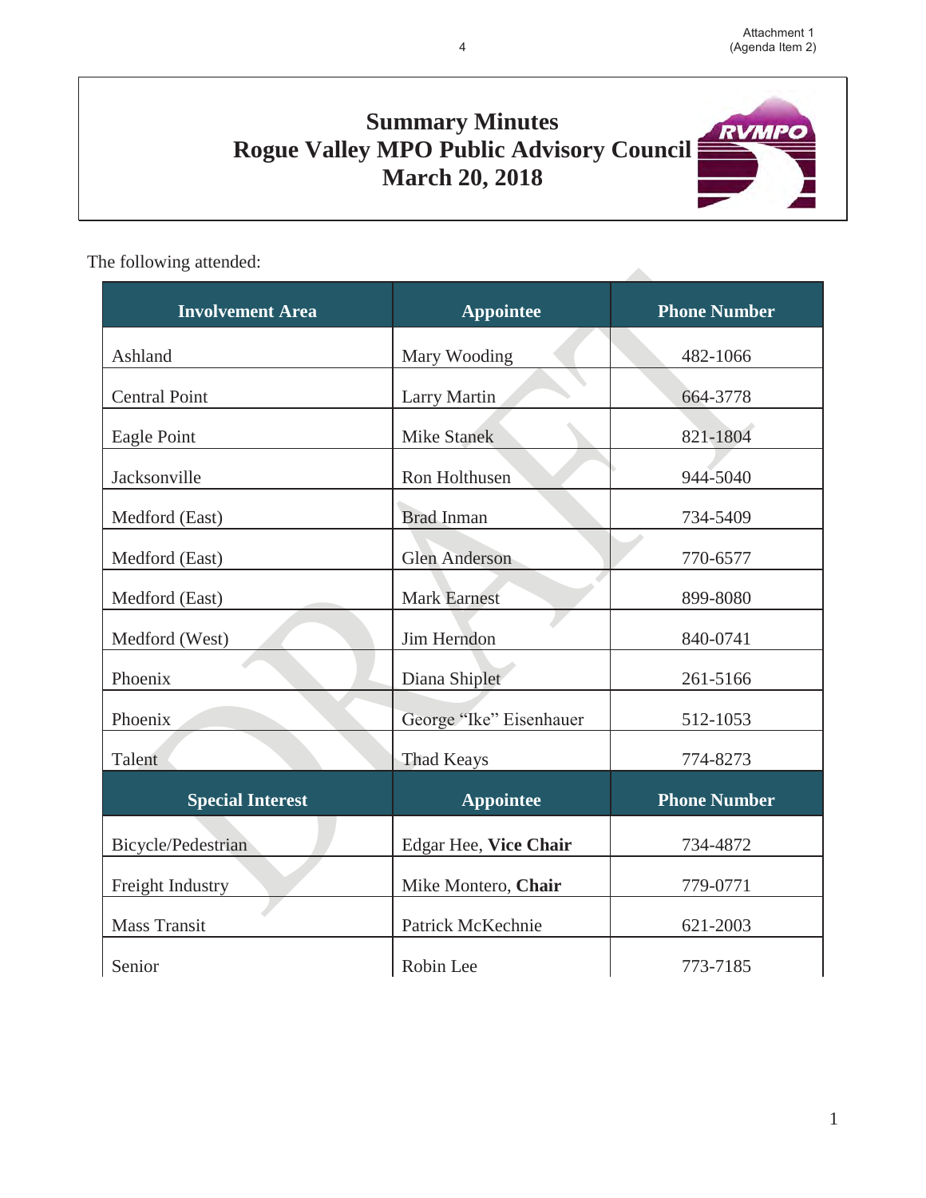# Summary Minutes
# Rogue Valley MPO Public Advisory Council
# March 20, 2018

The following attended:

| Involvement Area | Appointee | Phone Number |
|---|---|---|
| Ashland | Mary Wooding | 482-1066 |
| Central Point | Larry Martin | 664-3778 |
| Eagle Point | Mike Stanek | 821-1804 |
| Jacksonville | Ron Holthusen | 944-5040 |
| Medford (East) | Brad Inman | 734-5409 |
| Medford (East) | Glen Anderson | 770-6577 |
| Medford (East) | Mark Earnest | 899-8080 |
| Medford (West) | Jim Herndon | 840-0741 |
| Phoenix | Diana Shiplet | 261-5166 |
| Phoenix | George "Ike" Eisenhauer | 512-1053 |
| Talent | Thad Keays | 774-8273 |
| **Special Interest** | **Appointee** | **Phone Number** |
| Bicycle/Pedestrian | Edgar Hee, **Vice Chair** | 734-4872 |
| Freight Industry | Mike Montero, **Chair** | 779-0771 |
| Mass Transit | Patrick McKechnie | 621-2003 |
| Senior | Robin Lee | 773-7185 |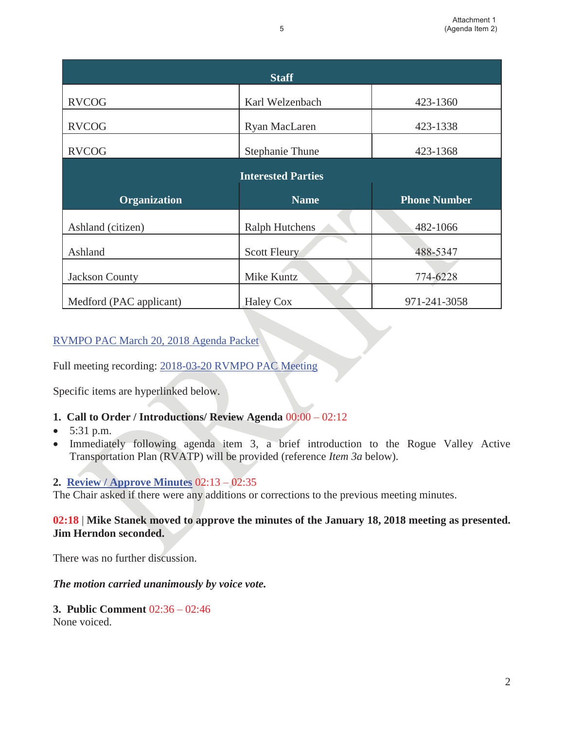| Staff | | |
|---|---|---|
| RVCOG | Karl Welzenbach | 423-1360 |
| RVCOG | Ryan MacLaren | 423-1338 |
| RVCOG | Stephanie Thune | 423-1368 |
| **Interested Parties** | | |
| **Organization** | **Name** | **Phone Number** |
| Ashland (citizen) | Ralph Hutchens | 482-1066 |
| Ashland | Scott Fleury | 488-5347 |
| Jackson County | Mike Kuntz | 774-6228 |
| Medford (PAC applicant) | Haley Cox | 971-241-3058 |

RVMPO PAC March 20, 2018 Agenda Packet

Full meeting recording: 2018-03-20 RVMPO PAC Meeting

Specific items are hyperlinked below.

**1. Call to Order / Introductions/ Review Agenda** 00:00 – 02:12

- 5:31 p.m.
- Immediately following agenda item 3, a brief introduction to the Rogue Valley Active Transportation Plan (RVATP) will be provided (reference *Item 3a* below).

**2. Review / Approve Minutes** 02:13 – 02:35

The Chair asked if there were any additions or corrections to the previous meeting minutes.

**02:18** | **Mike Stanek moved to approve the minutes of the January 18, 2018 meeting as presented. Jim Herndon seconded.**

There was no further discussion.

***The motion carried unanimously by voice vote.***

**3. Public Comment** 02:36 – 02:46

None voiced.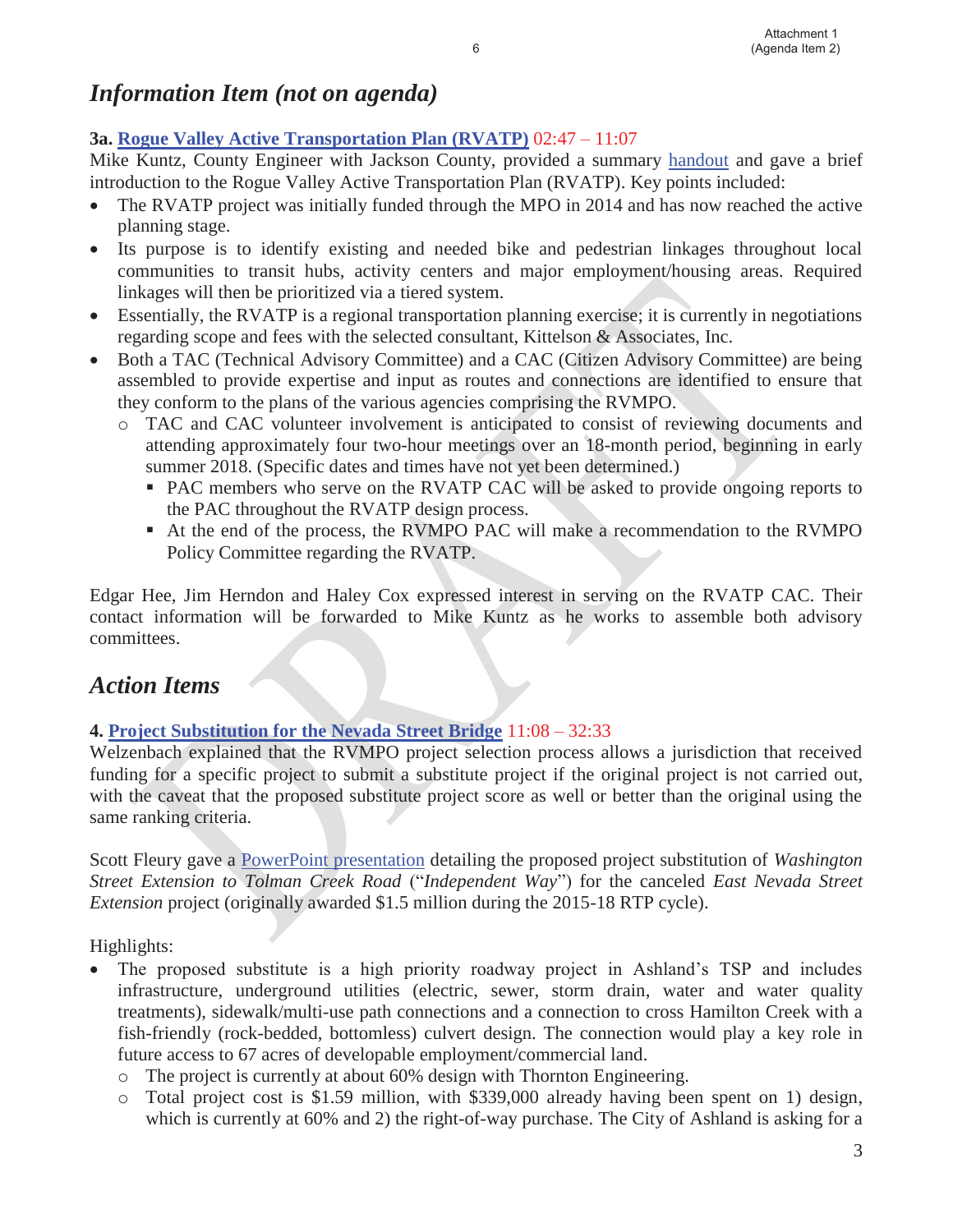## *Information Item (not on agenda)*

**3a. Rogue Valley Active Transportation Plan (RVATP)** 02:47 – 11:07

Mike Kuntz, County Engineer with Jackson County, provided a summary handout and gave a brief introduction to the Rogue Valley Active Transportation Plan (RVATP). Key points included:

- The RVATP project was initially funded through the MPO in 2014 and has now reached the active planning stage.
- Its purpose is to identify existing and needed bike and pedestrian linkages throughout local communities to transit hubs, activity centers and major employment/housing areas. Required linkages will then be prioritized via a tiered system.
- Essentially, the RVATP is a regional transportation planning exercise; it is currently in negotiations regarding scope and fees with the selected consultant, Kittelson & Associates, Inc.
- Both a TAC (Technical Advisory Committee) and a CAC (Citizen Advisory Committee) are being assembled to provide expertise and input as routes and connections are identified to ensure that they conform to the plans of the various agencies comprising the RVMPO.
  - TAC and CAC volunteer involvement is anticipated to consist of reviewing documents and attending approximately four two-hour meetings over an 18-month period, beginning in early summer 2018. (Specific dates and times have not yet been determined.)
    - PAC members who serve on the RVATP CAC will be asked to provide ongoing reports to the PAC throughout the RVATP design process.
    - At the end of the process, the RVMPO PAC will make a recommendation to the RVMPO Policy Committee regarding the RVATP.

Edgar Hee, Jim Herndon and Haley Cox expressed interest in serving on the RVATP CAC. Their contact information will be forwarded to Mike Kuntz as he works to assemble both advisory committees.

## *Action Items*

**4. Project Substitution for the Nevada Street Bridge** 11:08 – 32:33

Welzenbach explained that the RVMPO project selection process allows a jurisdiction that received funding for a specific project to submit a substitute project if the original project is not carried out, with the caveat that the proposed substitute project score as well or better than the original using the same ranking criteria.

Scott Fleury gave a PowerPoint presentation detailing the proposed project substitution of *Washington Street Extension to Tolman Creek Road* ("*Independent Way*") for the canceled *East Nevada Street Extension* project (originally awarded $1.5 million during the 2015-18 RTP cycle).

Highlights:

- The proposed substitute is a high priority roadway project in Ashland's TSP and includes infrastructure, underground utilities (electric, sewer, storm drain, water and water quality treatments), sidewalk/multi-use path connections and a connection to cross Hamilton Creek with a fish-friendly (rock-bedded, bottomless) culvert design. The connection would play a key role in future access to 67 acres of developable employment/commercial land.
  - The project is currently at about 60% design with Thornton Engineering.
  - Total project cost is $1.59 million, with $339,000 already having been spent on 1) design, which is currently at 60% and 2) the right-of-way purchase. The City of Ashland is asking for a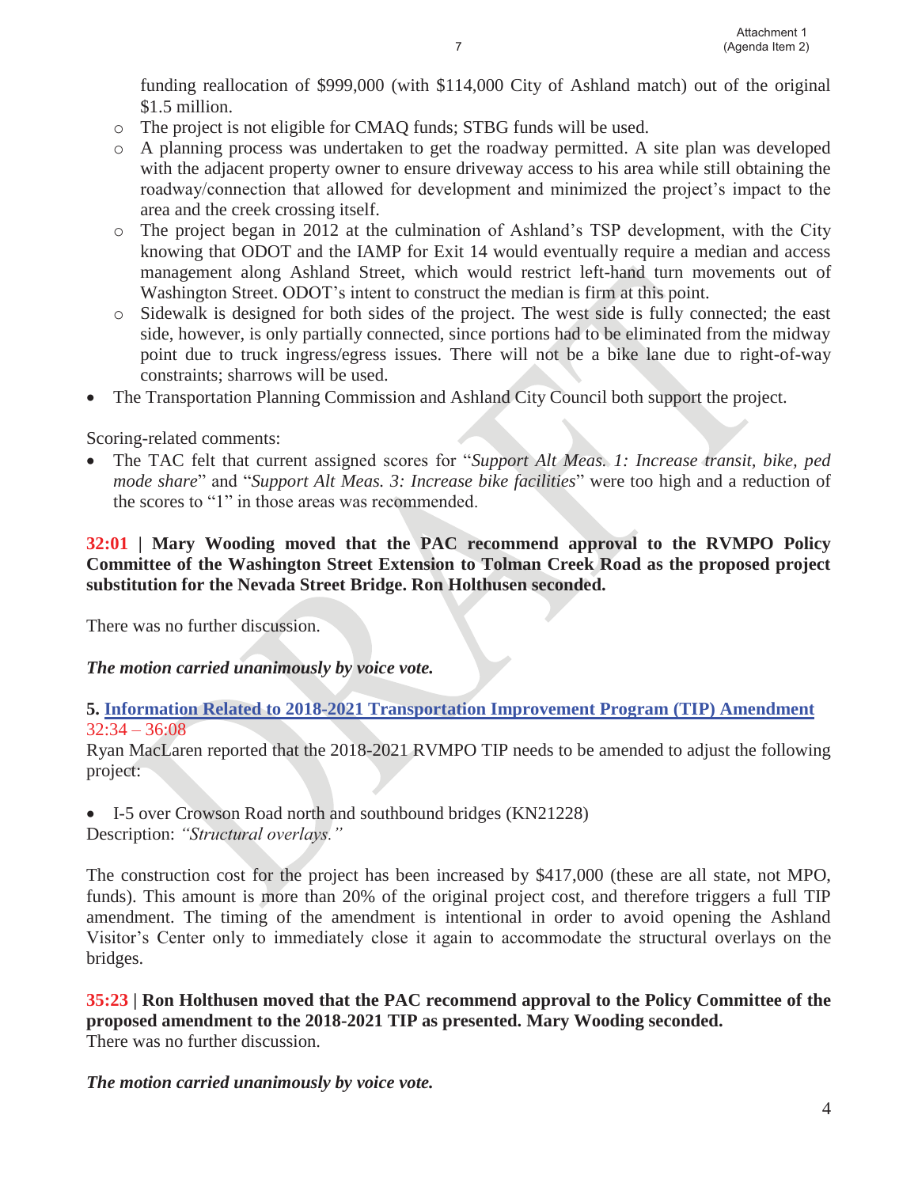funding reallocation of $999,000 (with $114,000 City of Ashland match) out of the original $1.5 million.
  - The project is not eligible for CMAQ funds; STBG funds will be used.
  - A planning process was undertaken to get the roadway permitted. A site plan was developed with the adjacent property owner to ensure driveway access to his area while still obtaining the roadway/connection that allowed for development and minimized the project's impact to the area and the creek crossing itself.
  - The project began in 2012 at the culmination of Ashland's TSP development, with the City knowing that ODOT and the IAMP for Exit 14 would eventually require a median and access management along Ashland Street, which would restrict left-hand turn movements out of Washington Street. ODOT's intent to construct the median is firm at this point.
  - Sidewalk is designed for both sides of the project. The west side is fully connected; the east side, however, is only partially connected, since portions had to be eliminated from the midway point due to truck ingress/egress issues. There will not be a bike lane due to right-of-way constraints; sharrows will be used.
- The Transportation Planning Commission and Ashland City Council both support the project.

Scoring-related comments:

- The TAC felt that current assigned scores for "*Support Alt Meas. 1: Increase transit, bike, ped mode share*" and "*Support Alt Meas. 3: Increase bike facilities*" were too high and a reduction of the scores to "1" in those areas was recommended.

**32:01 | Mary Wooding moved that the PAC recommend approval to the RVMPO Policy Committee of the Washington Street Extension to Tolman Creek Road as the proposed project substitution for the Nevada Street Bridge. Ron Holthusen seconded.**

There was no further discussion.

***The motion carried unanimously by voice vote.***

**5. Information Related to 2018-2021 Transportation Improvement Program (TIP) Amendment**
32:34 – 36:08

Ryan MacLaren reported that the 2018-2021 RVMPO TIP needs to be amended to adjust the following project:

- I-5 over Crowson Road north and southbound bridges (KN21228)

Description: *"Structural overlays."*

The construction cost for the project has been increased by $417,000 (these are all state, not MPO, funds). This amount is more than 20% of the original project cost, and therefore triggers a full TIP amendment. The timing of the amendment is intentional in order to avoid opening the Ashland Visitor's Center only to immediately close it again to accommodate the structural overlays on the bridges.

**35:23 | Ron Holthusen moved that the PAC recommend approval to the Policy Committee of the proposed amendment to the 2018-2021 TIP as presented. Mary Wooding seconded.**
There was no further discussion.

***The motion carried unanimously by voice vote.***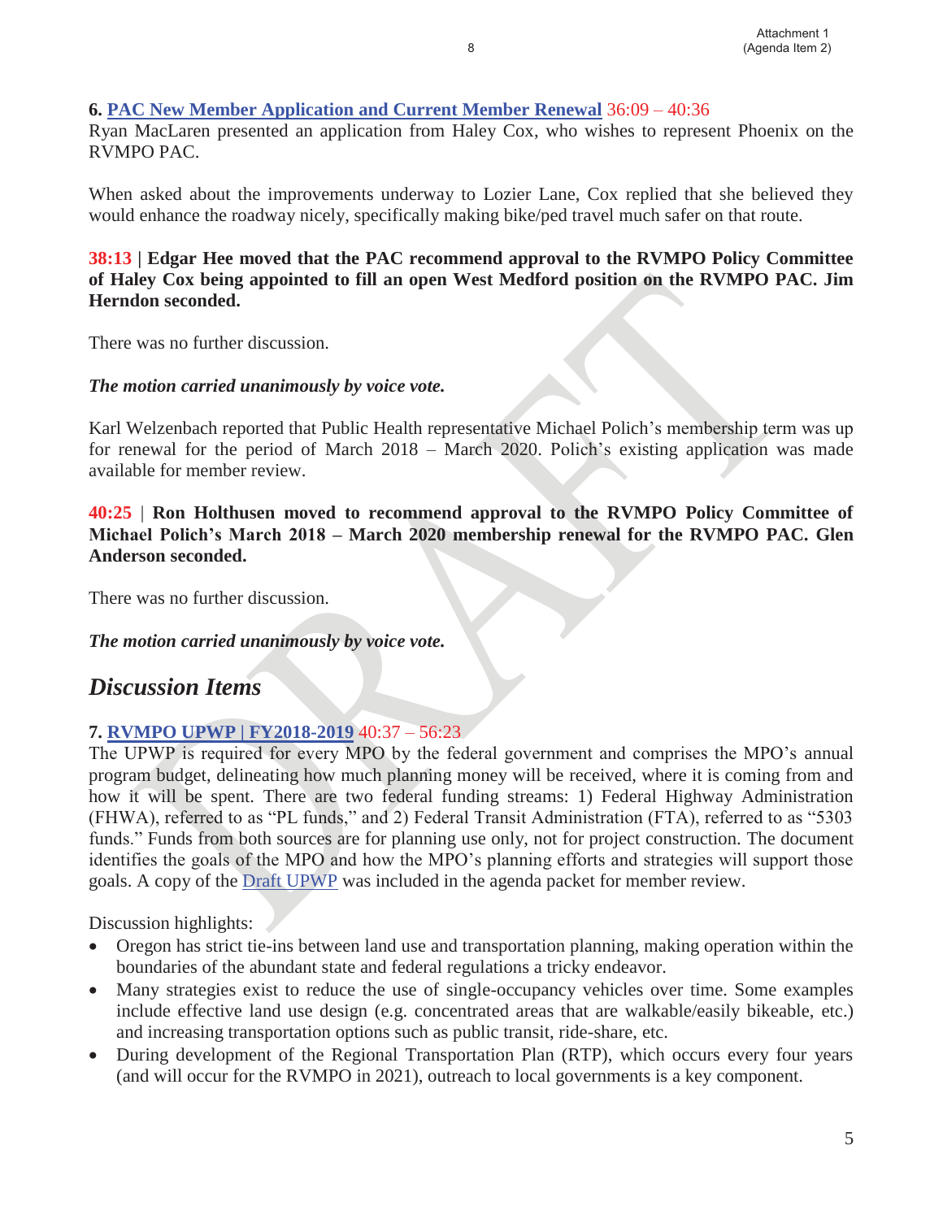**6. PAC New Member Application and Current Member Renewal** 36:09 – 40:36
Ryan MacLaren presented an application from Haley Cox, who wishes to represent Phoenix on the RVMPO PAC.

When asked about the improvements underway to Lozier Lane, Cox replied that she believed they would enhance the roadway nicely, specifically making bike/ped travel much safer on that route.

**38:13 | Edgar Hee moved that the PAC recommend approval to the RVMPO Policy Committee of Haley Cox being appointed to fill an open West Medford position on the RVMPO PAC. Jim Herndon seconded.**

There was no further discussion.

***The motion carried unanimously by voice vote.***

Karl Welzenbach reported that Public Health representative Michael Polich's membership term was up for renewal for the period of March 2018 – March 2020. Polich's existing application was made available for member review.

**40:25 | Ron Holthusen moved to recommend approval to the RVMPO Policy Committee of Michael Polich's March 2018 – March 2020 membership renewal for the RVMPO PAC. Glen Anderson seconded.**

There was no further discussion.

***The motion carried unanimously by voice vote.***

## *Discussion Items*

**7. RVMPO UPWP | FY2018-2019** 40:37 – 56:23
The UPWP is required for every MPO by the federal government and comprises the MPO's annual program budget, delineating how much planning money will be received, where it is coming from and how it will be spent. There are two federal funding streams: 1) Federal Highway Administration (FHWA), referred to as "PL funds," and 2) Federal Transit Administration (FTA), referred to as "5303 funds." Funds from both sources are for planning use only, not for project construction. The document identifies the goals of the MPO and how the MPO's planning efforts and strategies will support those goals. A copy of the Draft UPWP was included in the agenda packet for member review.

Discussion highlights:

- Oregon has strict tie-ins between land use and transportation planning, making operation within the boundaries of the abundant state and federal regulations a tricky endeavor.
- Many strategies exist to reduce the use of single-occupancy vehicles over time. Some examples include effective land use design (e.g. concentrated areas that are walkable/easily bikeable, etc.) and increasing transportation options such as public transit, ride-share, etc.
- During development of the Regional Transportation Plan (RTP), which occurs every four years (and will occur for the RVMPO in 2021), outreach to local governments is a key component.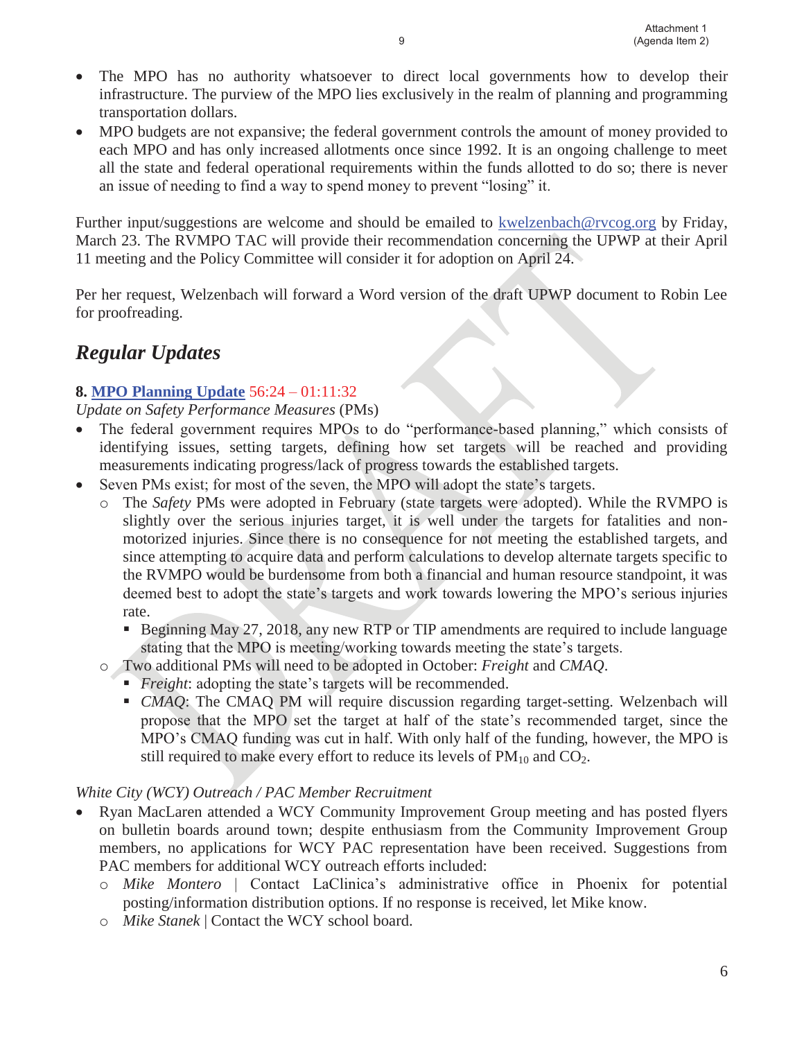- The MPO has no authority whatsoever to direct local governments how to develop their infrastructure. The purview of the MPO lies exclusively in the realm of planning and programming transportation dollars.
- MPO budgets are not expansive; the federal government controls the amount of money provided to each MPO and has only increased allotments once since 1992. It is an ongoing challenge to meet all the state and federal operational requirements within the funds allotted to do so; there is never an issue of needing to find a way to spend money to prevent "losing" it.

Further input/suggestions are welcome and should be emailed to kwelzenbach@rvcog.org by Friday, March 23. The RVMPO TAC will provide their recommendation concerning the UPWP at their April 11 meeting and the Policy Committee will consider it for adoption on April 24.

Per her request, Welzenbach will forward a Word version of the draft UPWP document to Robin Lee for proofreading.

## *Regular Updates*

**8. MPO Planning Update** 56:24 – 01:11:32

*Update on Safety Performance Measures* (PMs)

- The federal government requires MPOs to do "performance-based planning," which consists of identifying issues, setting targets, defining how set targets will be reached and providing measurements indicating progress/lack of progress towards the established targets.
- Seven PMs exist; for most of the seven, the MPO will adopt the state's targets.
  - The *Safety* PMs were adopted in February (state targets were adopted). While the RVMPO is slightly over the serious injuries target, it is well under the targets for fatalities and non-motorized injuries. Since there is no consequence for not meeting the established targets, and since attempting to acquire data and perform calculations to develop alternate targets specific to the RVMPO would be burdensome from both a financial and human resource standpoint, it was deemed best to adopt the state's targets and work towards lowering the MPO's serious injuries rate.
    - Beginning May 27, 2018, any new RTP or TIP amendments are required to include language stating that the MPO is meeting/working towards meeting the state's targets.
  - Two additional PMs will need to be adopted in October: *Freight* and *CMAQ*.
    - *Freight*: adopting the state's targets will be recommended.
    - *CMAQ*: The CMAQ PM will require discussion regarding target-setting. Welzenbach will propose that the MPO set the target at half of the state's recommended target, since the MPO's CMAQ funding was cut in half. With only half of the funding, however, the MPO is still required to make every effort to reduce its levels of $PM_{10}$ and $CO_2$.

*White City (WCY) Outreach / PAC Member Recruitment*

- Ryan MacLaren attended a WCY Community Improvement Group meeting and has posted flyers on bulletin boards around town; despite enthusiasm from the Community Improvement Group members, no applications for WCY PAC representation have been received. Suggestions from PAC members for additional WCY outreach efforts included:
  - *Mike Montero* | Contact LaClinica's administrative office in Phoenix for potential posting/information distribution options. If no response is received, let Mike know.
  - *Mike Stanek* | Contact the WCY school board.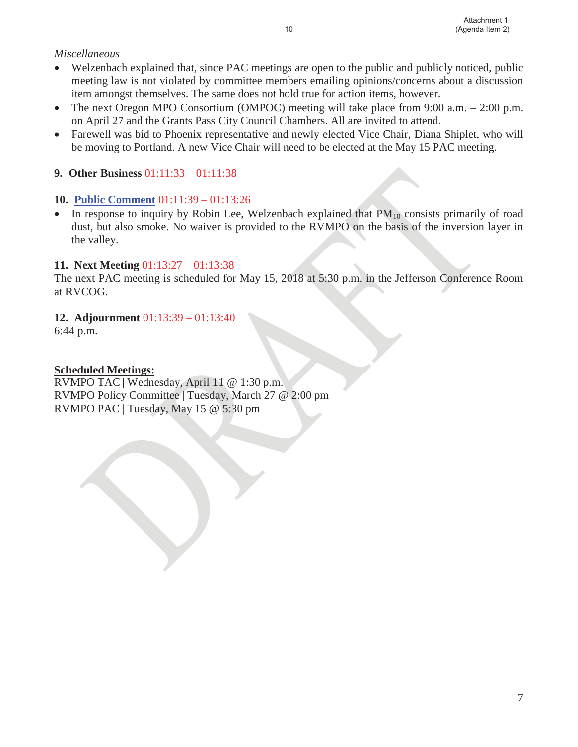*Miscellaneous*

- Welzenbach explained that, since PAC meetings are open to the public and publicly noticed, public meeting law is not violated by committee members emailing opinions/concerns about a discussion item amongst themselves. The same does not hold true for action items, however.
- The next Oregon MPO Consortium (OMPOC) meeting will take place from 9:00 a.m. – 2:00 p.m. on April 27 and the Grants Pass City Council Chambers. All are invited to attend.
- Farewell was bid to Phoenix representative and newly elected Vice Chair, Diana Shiplet, who will be moving to Portland. A new Vice Chair will need to be elected at the May 15 PAC meeting.

**9. Other Business** 01:11:33 – 01:11:38

**10. Public Comment** 01:11:39 – 01:13:26

- In response to inquiry by Robin Lee, Welzenbach explained that $PM_{10}$ consists primarily of road dust, but also smoke. No waiver is provided to the RVMPO on the basis of the inversion layer in the valley.

**11. Next Meeting** 01:13:27 – 01:13:38

The next PAC meeting is scheduled for May 15, 2018 at 5:30 p.m. in the Jefferson Conference Room at RVCOG.

**12. Adjournment** 01:13:39 – 01:13:40

6:44 p.m.

**Scheduled Meetings:**

RVMPO TAC | Wednesday, April 11 @ 1:30 p.m.
RVMPO Policy Committee | Tuesday, March 27 @ 2:00 pm
RVMPO PAC | Tuesday, May 15 @ 5:30 pm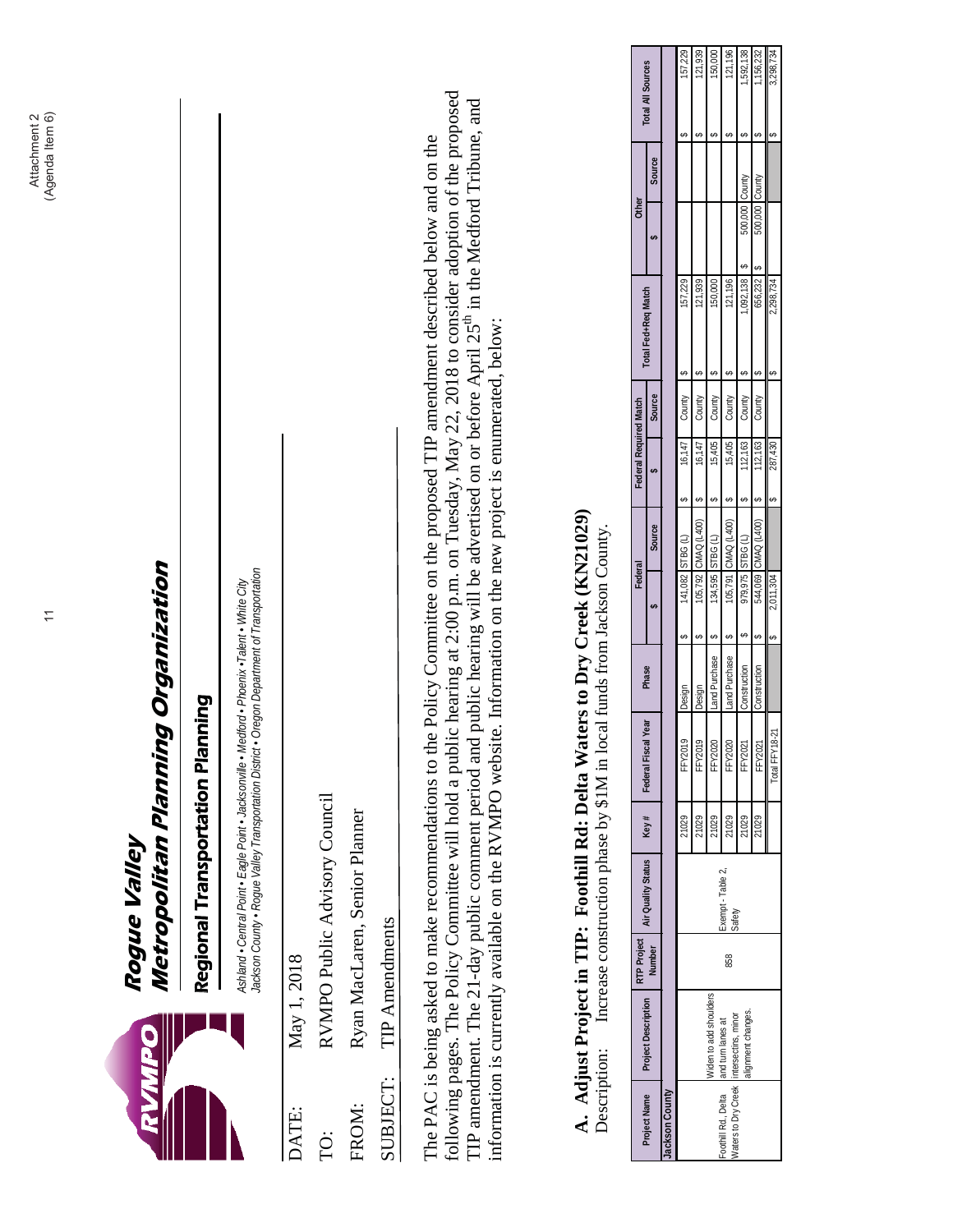Attachment 2
(Agenda Item 6)

# Rogue Valley Metropolitan Planning Organization

## Regional Transportation Planning

*Ashland • Central Point • Eagle Point • Jacksonville • Medford • Phoenix • Talent • White City*
*Jackson County • Rogue Valley Transportation District • Oregon Department of Transportation*

DATE: May 1, 2018

TO: RVMPO Public Advisory Council

FROM: Ryan MacLaren, Senior Planner

SUBJECT: TIP Amendments

The PAC is being asked to make recommendations to the Policy Committee on the proposed TIP amendment described below and on the following pages. The Policy Committee will hold a public hearing at 2:00 p.m. on Tuesday, May 22, 2018 to consider adoption of the proposed TIP amendment. The 21-day public comment period and public hearing will be advertised on or before April 25th in the Medford Tribune, and information is currently available on the RVMPO website. Information on the new project is enumerated, below:

**A. Adjust Project in TIP: Foothill Rd: Delta Waters to Dry Creek (KN21029)**

Description: Increase construction phase by $1M in local funds from Jackson County.

| Project Name | Project Description | RTP Project Number | Air Quality Status | Key # | Federal Fiscal Year | Phase | Federal | | Federal Required Match | | Total Fed+Req Match | Other | | Total All Sources |
|---|---|---|---|---|---|---|---|---|---|---|---|---|---|---|
| | | | | | | | $ | Source | $ | Source | | $ | Source | |
| **Jackson County** | | | | | | | | | | | | | | |
| Foothill Rd., Delta Waters to Dry Creek | Widen to add shoulders and turn lanes at intersectins, minor alignment changes. | 858 | Exempt - Table 2, Safety | 21029 | FFY2019 | Design | $ 141,082 | STBG (L) | $ 16,147 | County | $ 157,229 | | | $ 157,229 |
| | | | | 21029 | FFY2019 | Design | $ 105,792 | CMAQ (L400) | $ 16,147 | County | $ 121,939 | | | $ 121,939 |
| | | | | 21029 | FFY2020 | Land Purchase | $ 134,595 | STBG (L) | $ 15,405 | County | $ 150,000 | | | $ 150,000 |
| | | | | 21029 | FFY2020 | Land Purchase | $ 105,791 | CMAQ (L400) | $ 15,405 | County | $ 121,196 | | | $ 121,196 |
| | | | | 21029 | FFY2021 | Construction | $ 979,975 | STBG (L) | $ 112,163 | County | $ 1,092,138 | $ 500,000 | County | $ 1,592,138 |
| | | | | 21029 | FFY2021 | Construction | $ 544,069 | CMAQ (L400) | $ 112,163 | County | $ 656,232 | $ 500,000 | County | $ 1,156,232 |
| | | | | | Total FFY18-21 | | $ 2,011,304 | | $ 287,430 | | $ 2,298,734 | | | $ 3,298,734 |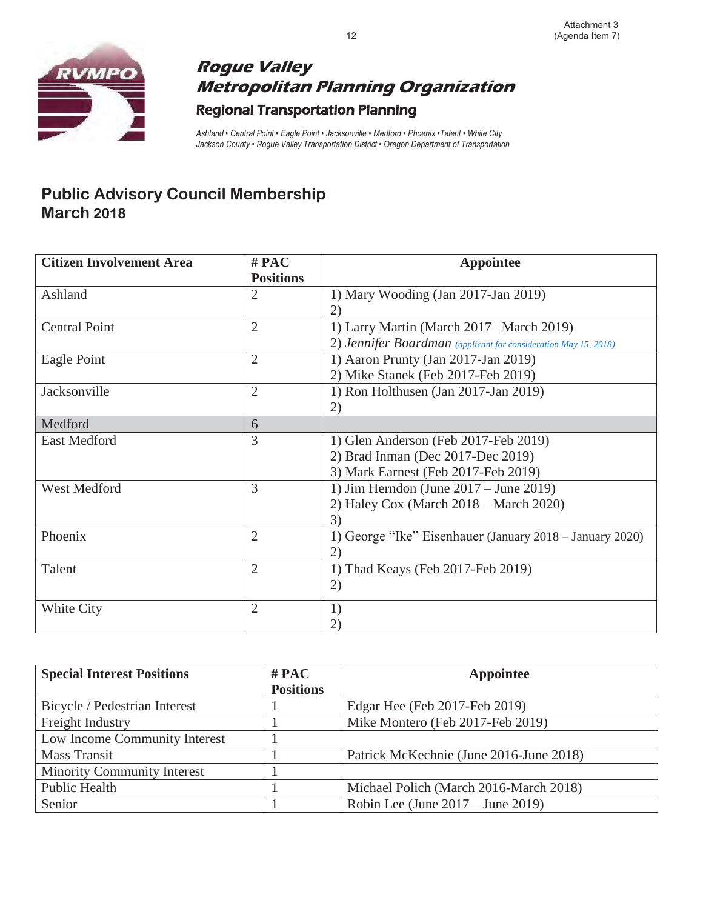Attachment 3
(Agenda Item 7)

# Rogue Valley Metropolitan Planning Organization

### Regional Transportation Planning

*Ashland • Central Point • Eagle Point • Jacksonville • Medford • Phoenix •Talent • White City*
*Jackson County • Rogue Valley Transportation District • Oregon Department of Transportation*

## Public Advisory Council Membership
## March 2018

| Citizen Involvement Area | # PAC Positions | Appointee |
|---|---|---|
| Ashland | 2 | 1) Mary Wooding (Jan 2017-Jan 2019)<br>2) |
| Central Point | 2 | 1) Larry Martin (March 2017 –March 2019)<br>2) *Jennifer Boardman* *(applicant for consideration May 15, 2018)* |
| Eagle Point | 2 | 1) Aaron Prunty (Jan 2017-Jan 2019)<br>2) Mike Stanek (Feb 2017-Feb 2019) |
| Jacksonville | 2 | 1) Ron Holthusen (Jan 2017-Jan 2019)<br>2) |
| Medford | 6 | |
| East Medford | 3 | 1) Glen Anderson (Feb 2017-Feb 2019)<br>2) Brad Inman (Dec 2017-Dec 2019)<br>3) Mark Earnest (Feb 2017-Feb 2019) |
| West Medford | 3 | 1) Jim Herndon (June 2017 – June 2019)<br>2) Haley Cox (March 2018 – March 2020)<br>3) |
| Phoenix | 2 | 1) George "Ike" Eisenhauer (January 2018 – January 2020)<br>2) |
| Talent | 2 | 1) Thad Keays (Feb 2017-Feb 2019)<br>2) |
| White City | 2 | 1)<br>2) |

| Special Interest Positions | # PAC Positions | Appointee |
|---|---|---|
| Bicycle / Pedestrian Interest | 1 | Edgar Hee (Feb 2017-Feb 2019) |
| Freight Industry | 1 | Mike Montero (Feb 2017-Feb 2019) |
| Low Income Community Interest | 1 | |
| Mass Transit | 1 | Patrick McKechnie (June 2016-June 2018) |
| Minority Community Interest | 1 | |
| Public Health | 1 | Michael Polich (March 2016-March 2018) |
| Senior | 1 | Robin Lee (June 2017 – June 2019) |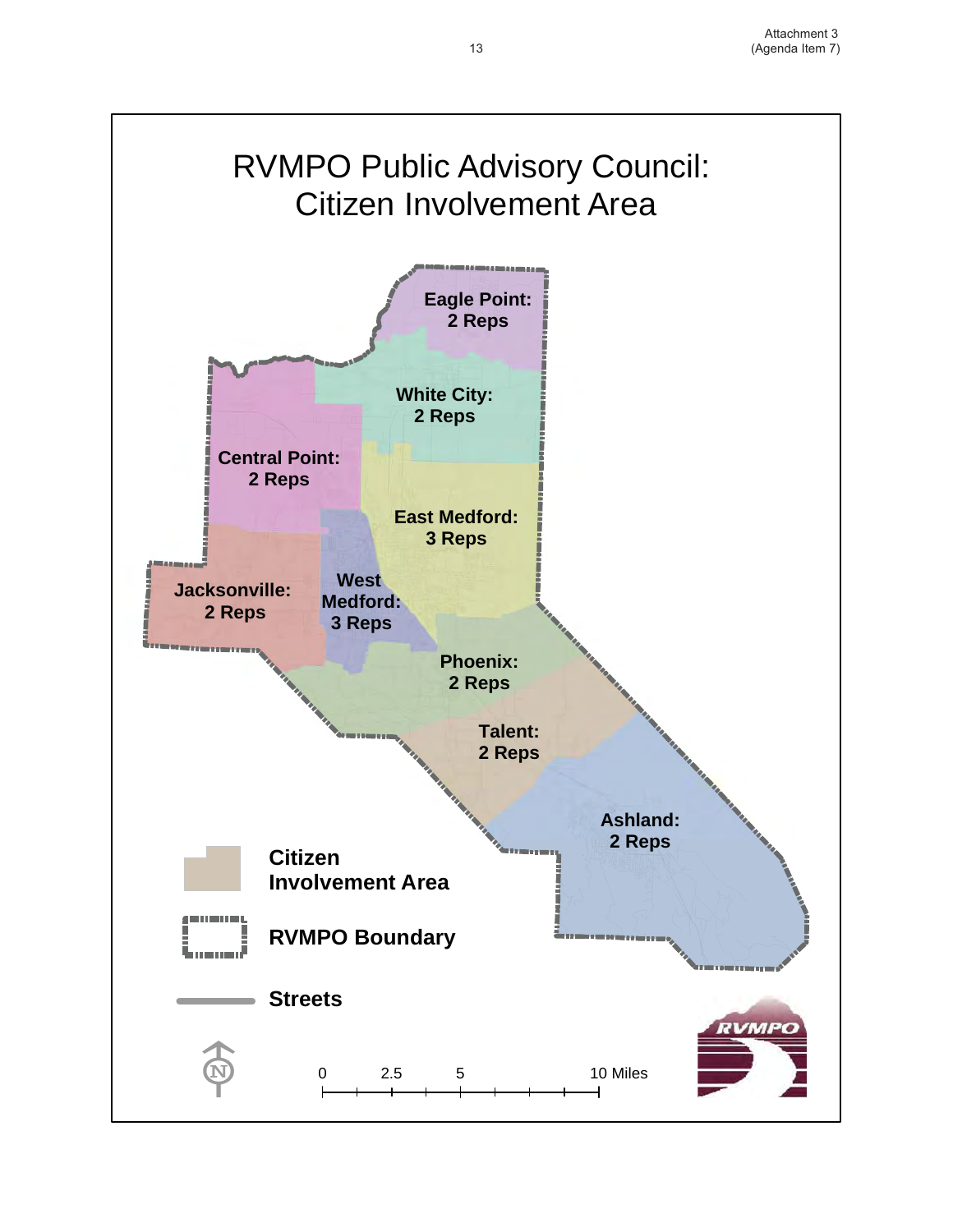Attachment 3
(Agenda Item 7)

# RVMPO Public Advisory Council: Citizen Involvement Area

**Eagle Point: 2 Reps**

**White City: 2 Reps**

**Central Point: 2 Reps**

**East Medford: 3 Reps**

**Jacksonville: 2 Reps**

**West Medford: 3 Reps**

**Phoenix: 2 Reps**

**Talent: 2 Reps**

**Ashland: 2 Reps**

**Citizen Involvement Area**

**RVMPO Boundary**

**Streets**

0 2.5 5 10 Miles

RVMPO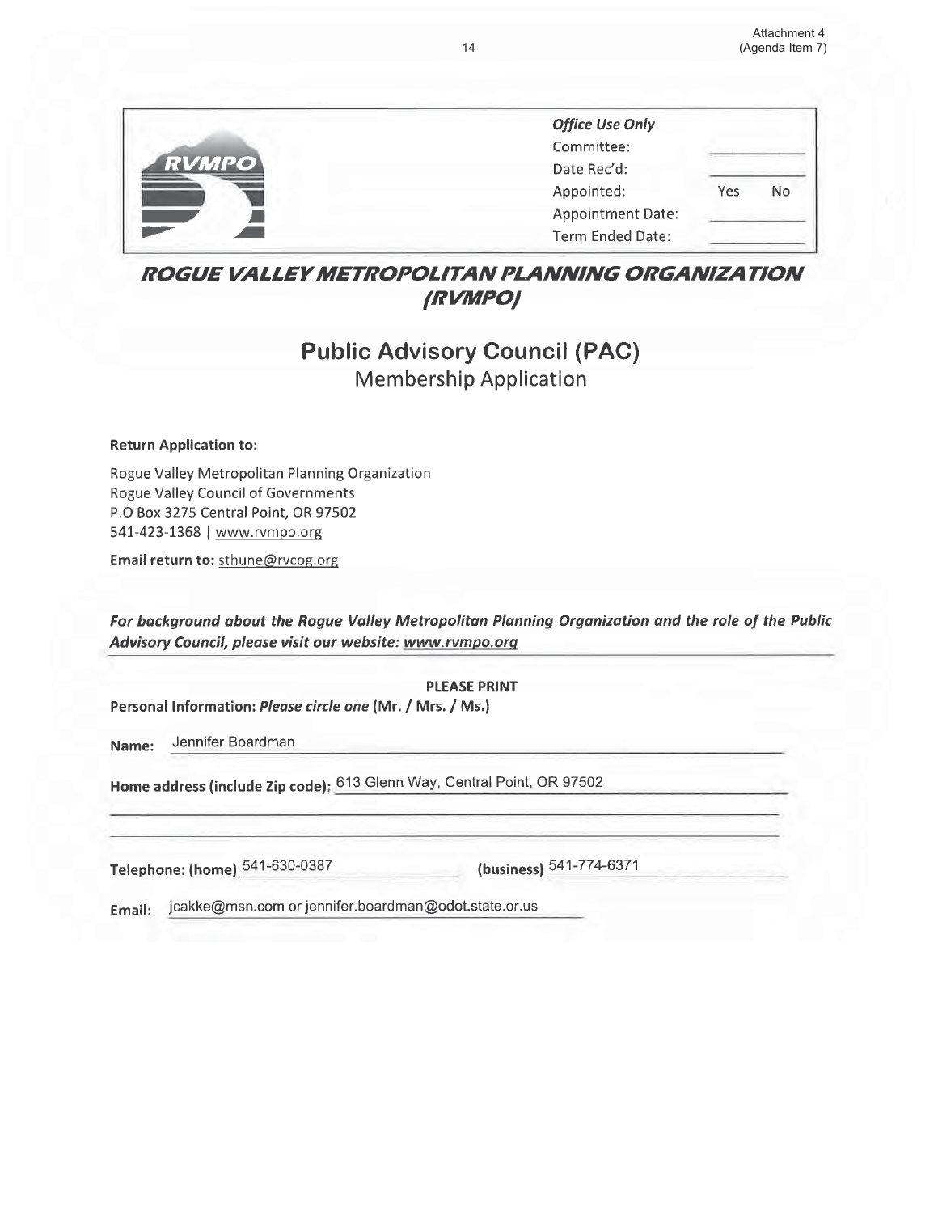Attachment 4
(Agenda Item 7)

| *Office Use Only* | |
|---|---|
| Committee: | |
| Date Rec'd: | |
| Appointed: | Yes No |
| Appointment Date: | |
| Term Ended Date: | |

# *ROGUE VALLEY METROPOLITAN PLANNING ORGANIZATION (RVMPO)*

## Public Advisory Council (PAC)
Membership Application

**Return Application to:**

Rogue Valley Metropolitan Planning Organization
Rogue Valley Council of Governments
P.O Box 3275 Central Point, OR 97502
541-423-1368 | www.rvmpo.org

**Email return to:** sthune@rvcog.org

***For background about the Rogue Valley Metropolitan Planning Organization and the role of the Public Advisory Council, please visit our website: www.rvmpo.org***

**PLEASE PRINT**

**Personal Information:** ***Please circle one*** **(Mr. / Mrs. / Ms.)**

**Name:** Jennifer Boardman

**Home address (include Zip code):** 613 Glenn Way, Central Point, OR 97502

**Telephone: (home)** 541-630-0387 **(business)** 541-774-6371

**Email:** jcakke@msn.com or jennifer.boardman@odot.state.or.us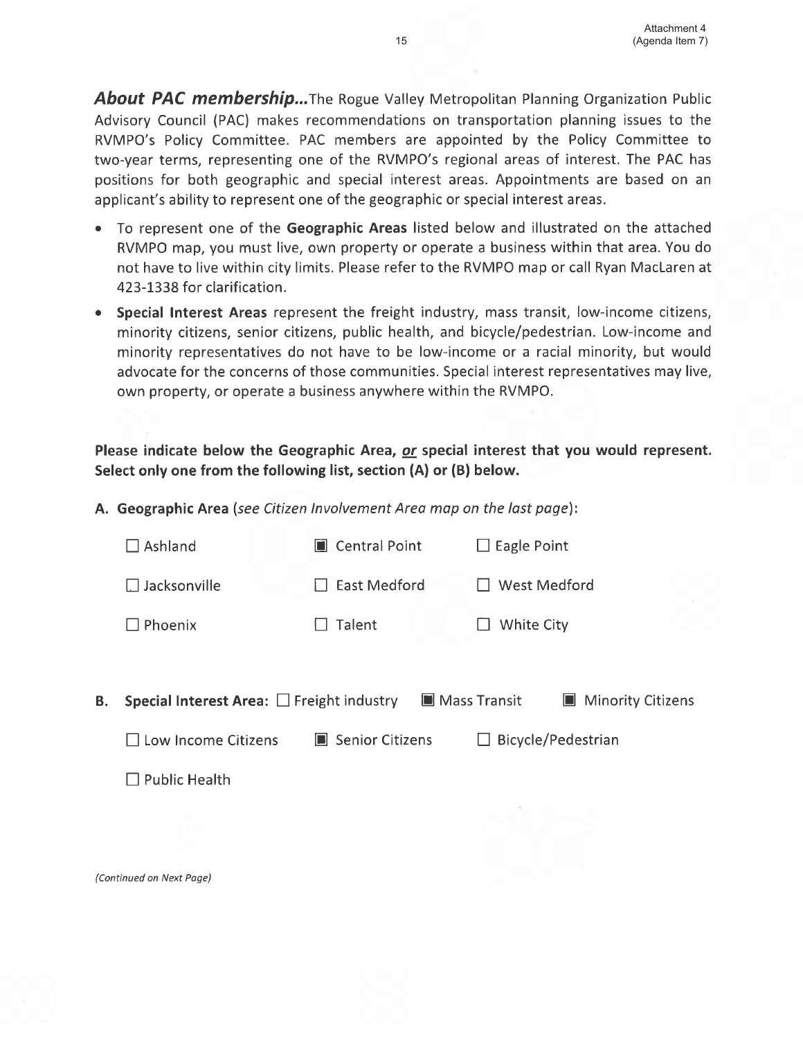***About PAC membership...*** The Rogue Valley Metropolitan Planning Organization Public Advisory Council (PAC) makes recommendations on transportation planning issues to the RVMPO's Policy Committee. PAC members are appointed by the Policy Committee to two-year terms, representing one of the RVMPO's regional areas of interest. The PAC has positions for both geographic and special interest areas. Appointments are based on an applicant's ability to represent one of the geographic or special interest areas.

- To represent one of the **Geographic Areas** listed below and illustrated on the attached RVMPO map, you must live, own property or operate a business within that area. You do not have to live within city limits. Please refer to the RVMPO map or call Ryan MacLaren at 423-1338 for clarification.
- **Special Interest Areas** represent the freight industry, mass transit, low-income citizens, minority citizens, senior citizens, public health, and bicycle/pedestrian. Low-income and minority representatives do not have to be low-income or a racial minority, but would advocate for the concerns of those communities. Special interest representatives may live, own property, or operate a business anywhere within the RVMPO.

**Please indicate below the Geographic Area, *or* special interest that you would represent. Select only one from the following list, section (A) or (B) below.**

**A. Geographic Area** (*see Citizen Involvement Area map on the last page*):

☐ Ashland　　■ Central Point　　☐ Eagle Point

☐ Jacksonville　　☐ East Medford　　☐ West Medford

☐ Phoenix　　☐ Talent　　☐ White City

**B. Special Interest Area:** ☐ Freight industry　　■ Mass Transit　　■ Minority Citizens

☐ Low Income Citizens　　■ Senior Citizens　　☐ Bicycle/Pedestrian

☐ Public Health

*(Continued on Next Page)*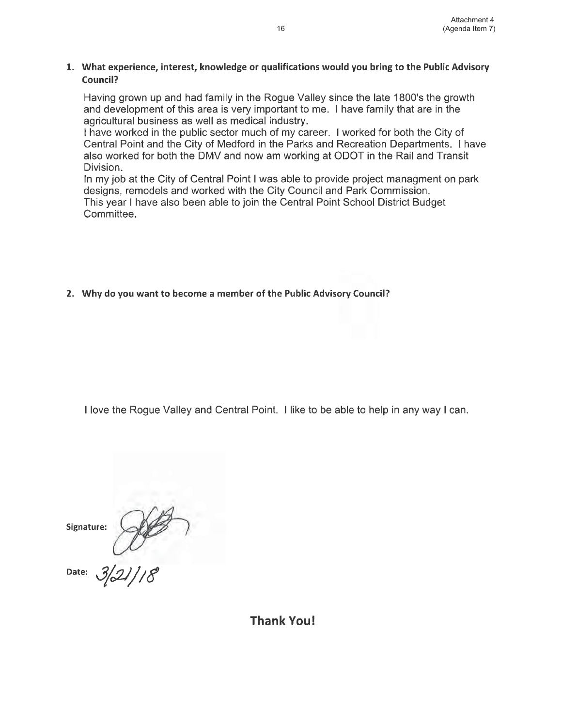**1. What experience, interest, knowledge or qualifications would you bring to the Public Advisory Council?**

Having grown up and had family in the Rogue Valley since the late 1800's the growth and development of this area is very important to me. I have family that are in the agricultural business as well as medical industry.
I have worked in the public sector much of my career. I worked for both the City of Central Point and the City of Medford in the Parks and Recreation Departments. I have also worked for both the DMV and now am working at ODOT in the Rail and Transit Division.
In my job at the City of Central Point I was able to provide project managment on park designs, remodels and worked with the City Council and Park Commission.
This year I have also been able to join the Central Point School District Budget Committee.

**2. Why do you want to become a member of the Public Advisory Council?**

I love the Rogue Valley and Central Point. I like to be able to help in any way I can.

**Signature:**

**Date:** 3/21/18

## Thank You!